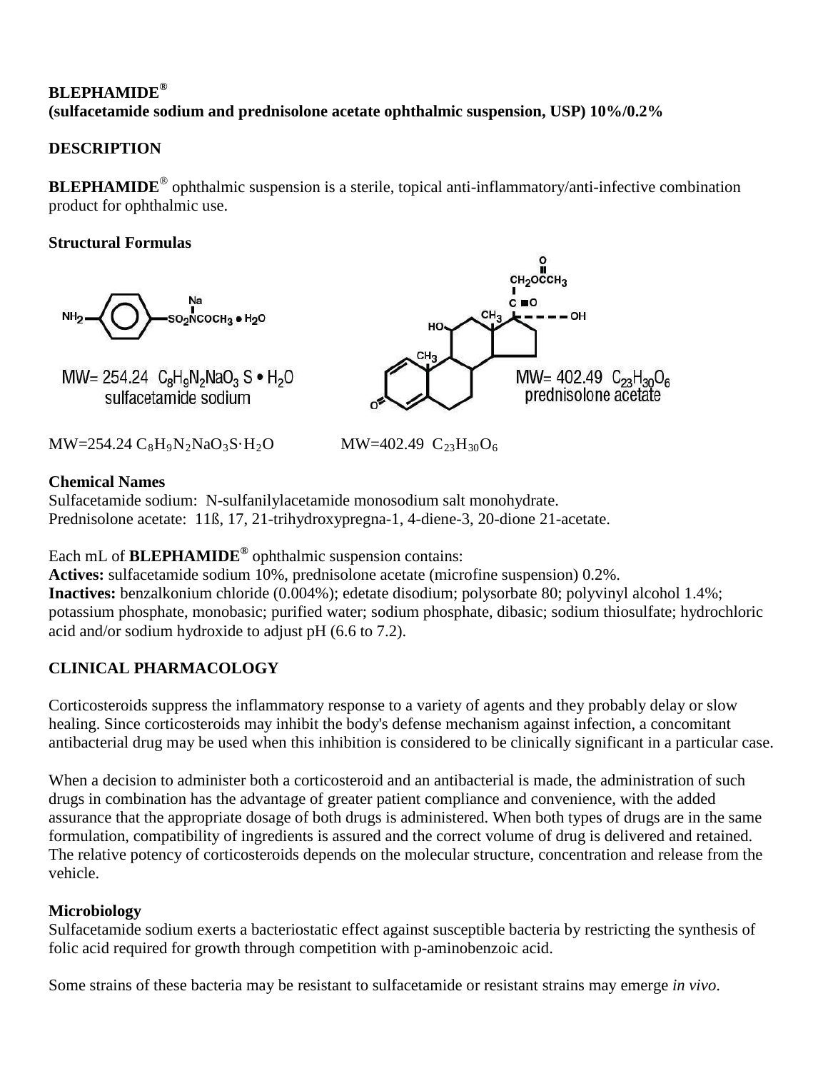**BLEPHAMIDE®**
**(sulfacetamide sodium and prednisolone acetate ophthalmic suspension, USP) 10%/0.2%**

## DESCRIPTION

**BLEPHAMIDE®** ophthalmic suspension is a sterile, topical anti-inflammatory/anti-infective combination product for ophthalmic use.

### Structural Formulas

MW= 254.24 $C_8H_9N_2NaO_3S \cdot H_2O$
sulfacetamide sodium

MW= 402.49 $C_{23}H_{30}O_6$
prednisolone acetate

MW=254.24 $C_8H_9N_2NaO_3S \cdot H_2O$ MW=402.49 $C_{23}H_{30}O_6$

### Chemical Names

Sulfacetamide sodium: N-sulfanilylacetamide monosodium salt monohydrate.
Prednisolone acetate: 11ß, 17, 21-trihydroxypregna-1, 4-diene-3, 20-dione 21-acetate.

Each mL of **BLEPHAMIDE®** ophthalmic suspension contains:
**Actives:** sulfacetamide sodium 10%, prednisolone acetate (microfine suspension) 0.2%.
**Inactives:** benzalkonium chloride (0.004%); edetate disodium; polysorbate 80; polyvinyl alcohol 1.4%; potassium phosphate, monobasic; purified water; sodium phosphate, dibasic; sodium thiosulfate; hydrochloric acid and/or sodium hydroxide to adjust pH (6.6 to 7.2).

## CLINICAL PHARMACOLOGY

Corticosteroids suppress the inflammatory response to a variety of agents and they probably delay or slow healing. Since corticosteroids may inhibit the body's defense mechanism against infection, a concomitant antibacterial drug may be used when this inhibition is considered to be clinically significant in a particular case.

When a decision to administer both a corticosteroid and an antibacterial is made, the administration of such drugs in combination has the advantage of greater patient compliance and convenience, with the added assurance that the appropriate dosage of both drugs is administered. When both types of drugs are in the same formulation, compatibility of ingredients is assured and the correct volume of drug is delivered and retained. The relative potency of corticosteroids depends on the molecular structure, concentration and release from the vehicle.

### Microbiology

Sulfacetamide sodium exerts a bacteriostatic effect against susceptible bacteria by restricting the synthesis of folic acid required for growth through competition with p-aminobenzoic acid.

Some strains of these bacteria may be resistant to sulfacetamide or resistant strains may emerge *in vivo*.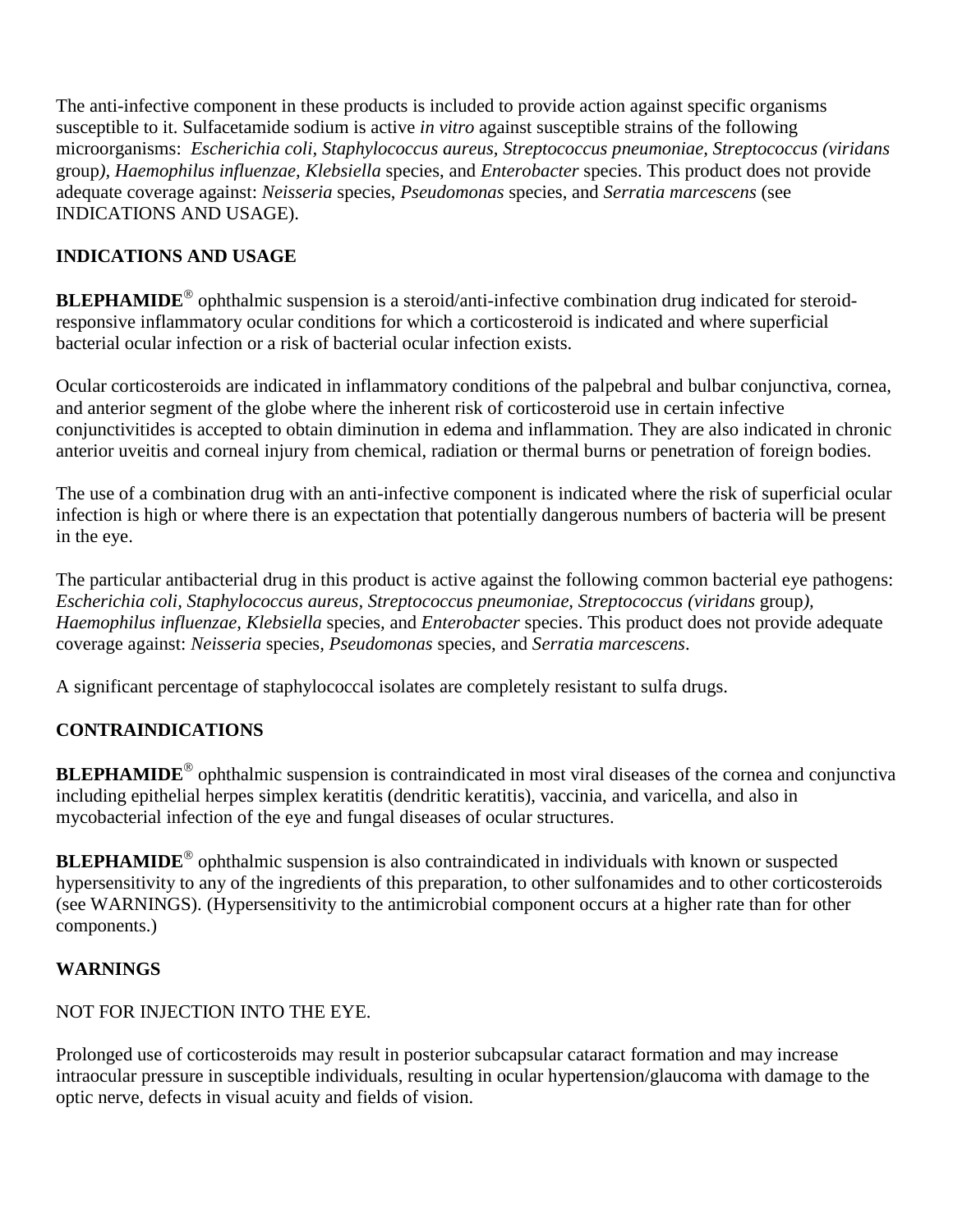The anti-infective component in these products is included to provide action against specific organisms susceptible to it. Sulfacetamide sodium is active *in vitro* against susceptible strains of the following microorganisms: *Escherichia coli, Staphylococcus aureus, Streptococcus pneumoniae, Streptococcus (viridans* group*), Haemophilus influenzae, Klebsiella* species, and *Enterobacter* species. This product does not provide adequate coverage against: *Neisseria* species, *Pseudomonas* species, and *Serratia marcescens* (see INDICATIONS AND USAGE).

## INDICATIONS AND USAGE

**BLEPHAMIDE**® ophthalmic suspension is a steroid/anti-infective combination drug indicated for steroid-responsive inflammatory ocular conditions for which a corticosteroid is indicated and where superficial bacterial ocular infection or a risk of bacterial ocular infection exists.

Ocular corticosteroids are indicated in inflammatory conditions of the palpebral and bulbar conjunctiva, cornea, and anterior segment of the globe where the inherent risk of corticosteroid use in certain infective conjunctivitides is accepted to obtain diminution in edema and inflammation. They are also indicated in chronic anterior uveitis and corneal injury from chemical, radiation or thermal burns or penetration of foreign bodies.

The use of a combination drug with an anti-infective component is indicated where the risk of superficial ocular infection is high or where there is an expectation that potentially dangerous numbers of bacteria will be present in the eye.

The particular antibacterial drug in this product is active against the following common bacterial eye pathogens: *Escherichia coli, Staphylococcus aureus, Streptococcus pneumoniae, Streptococcus (viridans* group*), Haemophilus influenzae, Klebsiella* species, and *Enterobacter* species. This product does not provide adequate coverage against: *Neisseria* species, *Pseudomonas* species, and *Serratia marcescens*.

A significant percentage of staphylococcal isolates are completely resistant to sulfa drugs.

## CONTRAINDICATIONS

**BLEPHAMIDE**® ophthalmic suspension is contraindicated in most viral diseases of the cornea and conjunctiva including epithelial herpes simplex keratitis (dendritic keratitis), vaccinia, and varicella, and also in mycobacterial infection of the eye and fungal diseases of ocular structures.

**BLEPHAMIDE**® ophthalmic suspension is also contraindicated in individuals with known or suspected hypersensitivity to any of the ingredients of this preparation, to other sulfonamides and to other corticosteroids (see WARNINGS). (Hypersensitivity to the antimicrobial component occurs at a higher rate than for other components.)

## WARNINGS

NOT FOR INJECTION INTO THE EYE.

Prolonged use of corticosteroids may result in posterior subcapsular cataract formation and may increase intraocular pressure in susceptible individuals, resulting in ocular hypertension/glaucoma with damage to the optic nerve, defects in visual acuity and fields of vision.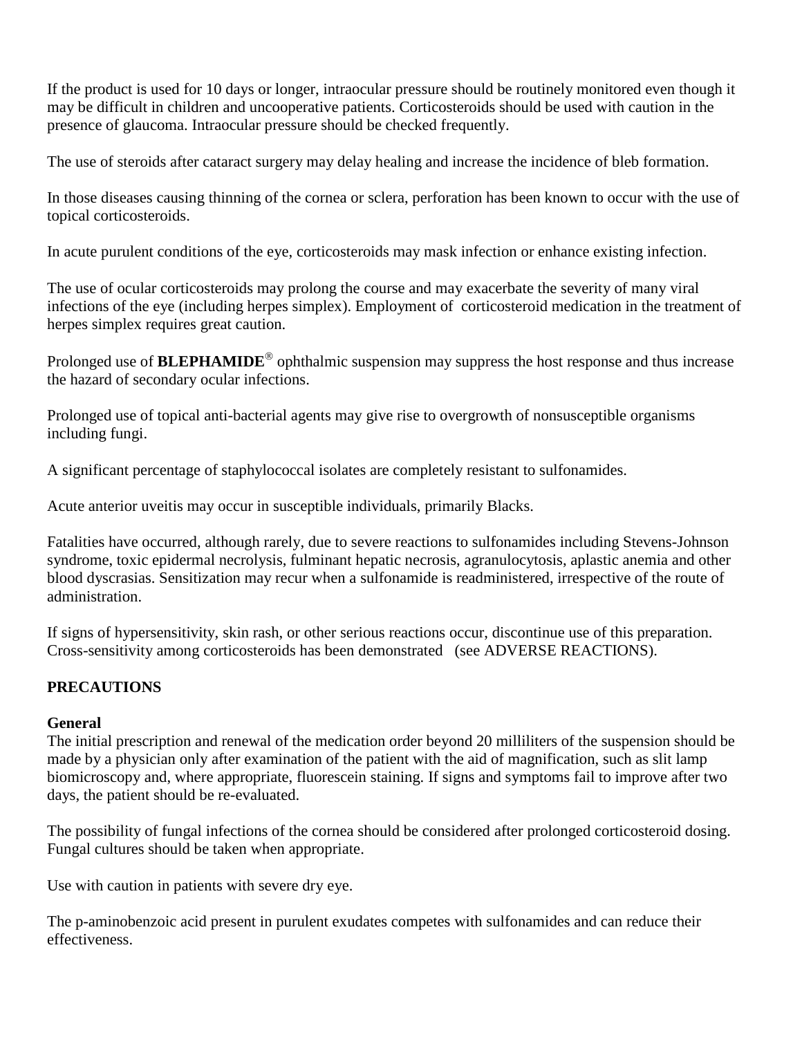If the product is used for 10 days or longer, intraocular pressure should be routinely monitored even though it may be difficult in children and uncooperative patients. Corticosteroids should be used with caution in the presence of glaucoma. Intraocular pressure should be checked frequently.

The use of steroids after cataract surgery may delay healing and increase the incidence of bleb formation.

In those diseases causing thinning of the cornea or sclera, perforation has been known to occur with the use of topical corticosteroids.

In acute purulent conditions of the eye, corticosteroids may mask infection or enhance existing infection.

The use of ocular corticosteroids may prolong the course and may exacerbate the severity of many viral infections of the eye (including herpes simplex). Employment of corticosteroid medication in the treatment of herpes simplex requires great caution.

Prolonged use of **BLEPHAMIDE**® ophthalmic suspension may suppress the host response and thus increase the hazard of secondary ocular infections.

Prolonged use of topical anti-bacterial agents may give rise to overgrowth of nonsusceptible organisms including fungi.

A significant percentage of staphylococcal isolates are completely resistant to sulfonamides.

Acute anterior uveitis may occur in susceptible individuals, primarily Blacks.

Fatalities have occurred, although rarely, due to severe reactions to sulfonamides including Stevens-Johnson syndrome, toxic epidermal necrolysis, fulminant hepatic necrosis, agranulocytosis, aplastic anemia and other blood dyscrasias. Sensitization may recur when a sulfonamide is readministered, irrespective of the route of administration.

If signs of hypersensitivity, skin rash, or other serious reactions occur, discontinue use of this preparation. Cross-sensitivity among corticosteroids has been demonstrated (see ADVERSE REACTIONS).

## PRECAUTIONS

### General

The initial prescription and renewal of the medication order beyond 20 milliliters of the suspension should be made by a physician only after examination of the patient with the aid of magnification, such as slit lamp biomicroscopy and, where appropriate, fluorescein staining. If signs and symptoms fail to improve after two days, the patient should be re-evaluated.

The possibility of fungal infections of the cornea should be considered after prolonged corticosteroid dosing. Fungal cultures should be taken when appropriate.

Use with caution in patients with severe dry eye.

The p-aminobenzoic acid present in purulent exudates competes with sulfonamides and can reduce their effectiveness.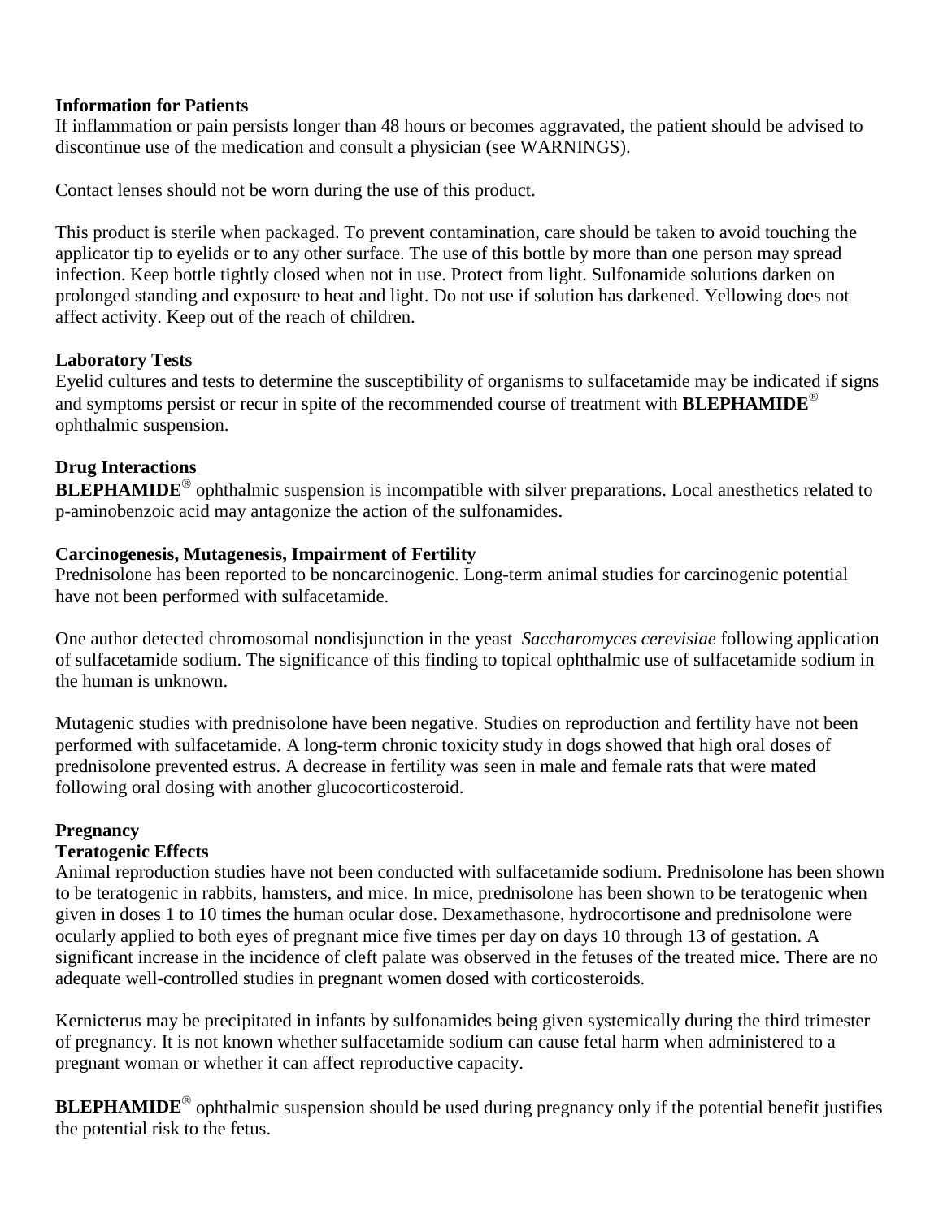**Information for Patients**

If inflammation or pain persists longer than 48 hours or becomes aggravated, the patient should be advised to discontinue use of the medication and consult a physician (see WARNINGS).

Contact lenses should not be worn during the use of this product.

This product is sterile when packaged. To prevent contamination, care should be taken to avoid touching the applicator tip to eyelids or to any other surface. The use of this bottle by more than one person may spread infection. Keep bottle tightly closed when not in use. Protect from light. Sulfonamide solutions darken on prolonged standing and exposure to heat and light. Do not use if solution has darkened. Yellowing does not affect activity. Keep out of the reach of children.

**Laboratory Tests**

Eyelid cultures and tests to determine the susceptibility of organisms to sulfacetamide may be indicated if signs and symptoms persist or recur in spite of the recommended course of treatment with **BLEPHAMIDE®** ophthalmic suspension.

**Drug Interactions**

**BLEPHAMIDE®** ophthalmic suspension is incompatible with silver preparations. Local anesthetics related to p-aminobenzoic acid may antagonize the action of the sulfonamides.

**Carcinogenesis, Mutagenesis, Impairment of Fertility**

Prednisolone has been reported to be noncarcinogenic. Long-term animal studies for carcinogenic potential have not been performed with sulfacetamide.

One author detected chromosomal nondisjunction in the yeast *Saccharomyces cerevisiae* following application of sulfacetamide sodium. The significance of this finding to topical ophthalmic use of sulfacetamide sodium in the human is unknown.

Mutagenic studies with prednisolone have been negative. Studies on reproduction and fertility have not been performed with sulfacetamide. A long-term chronic toxicity study in dogs showed that high oral doses of prednisolone prevented estrus. A decrease in fertility was seen in male and female rats that were mated following oral dosing with another glucocorticosteroid.

**Pregnancy**

**Teratogenic Effects**

Animal reproduction studies have not been conducted with sulfacetamide sodium. Prednisolone has been shown to be teratogenic in rabbits, hamsters, and mice. In mice, prednisolone has been shown to be teratogenic when given in doses 1 to 10 times the human ocular dose. Dexamethasone, hydrocortisone and prednisolone were ocularly applied to both eyes of pregnant mice five times per day on days 10 through 13 of gestation. A significant increase in the incidence of cleft palate was observed in the fetuses of the treated mice. There are no adequate well-controlled studies in pregnant women dosed with corticosteroids.

Kernicterus may be precipitated in infants by sulfonamides being given systemically during the third trimester of pregnancy. It is not known whether sulfacetamide sodium can cause fetal harm when administered to a pregnant woman or whether it can affect reproductive capacity.

**BLEPHAMIDE®** ophthalmic suspension should be used during pregnancy only if the potential benefit justifies the potential risk to the fetus.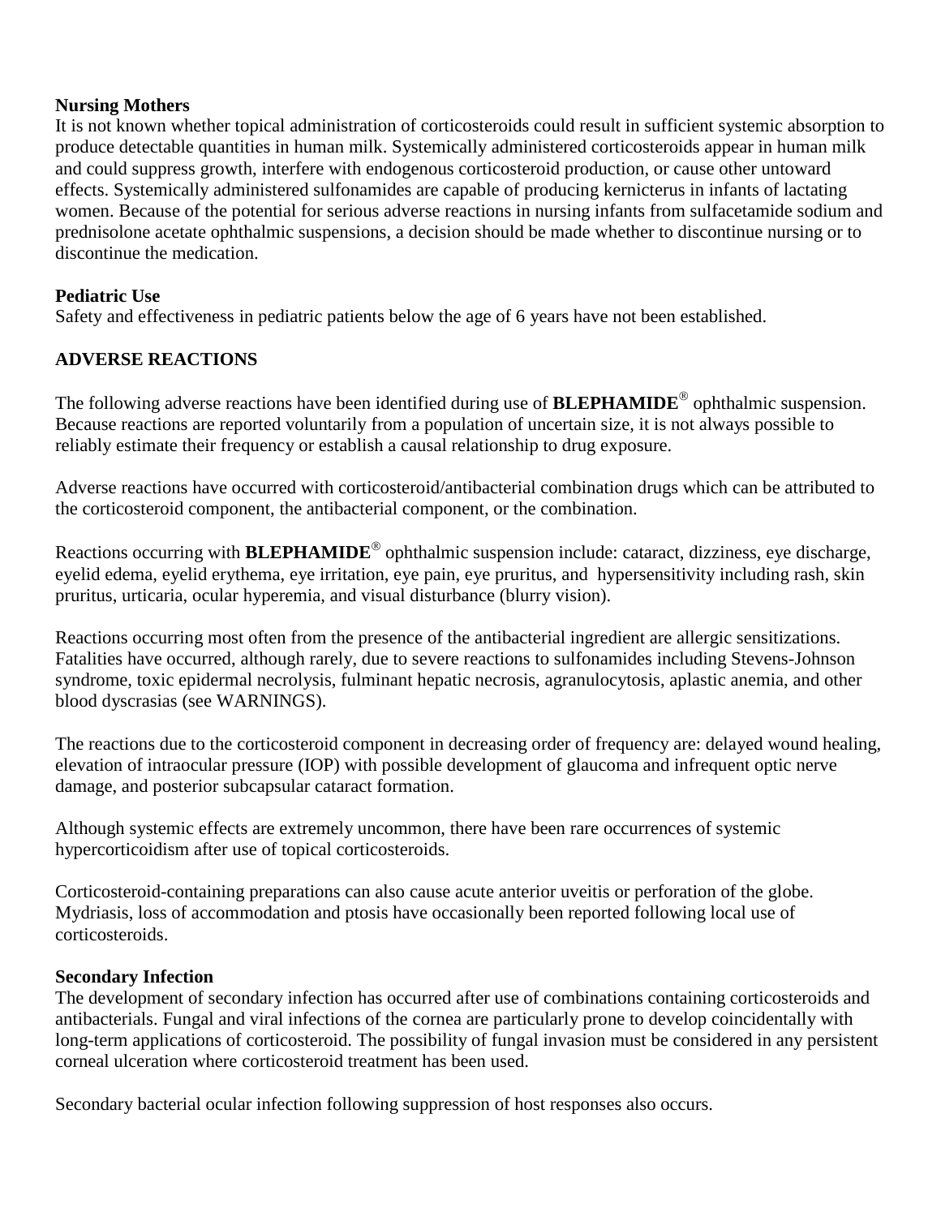**Nursing Mothers**

It is not known whether topical administration of corticosteroids could result in sufficient systemic absorption to produce detectable quantities in human milk. Systemically administered corticosteroids appear in human milk and could suppress growth, interfere with endogenous corticosteroid production, or cause other untoward effects. Systemically administered sulfonamides are capable of producing kernicterus in infants of lactating women. Because of the potential for serious adverse reactions in nursing infants from sulfacetamide sodium and prednisolone acetate ophthalmic suspensions, a decision should be made whether to discontinue nursing or to discontinue the medication.

**Pediatric Use**

Safety and effectiveness in pediatric patients below the age of 6 years have not been established.

## ADVERSE REACTIONS

The following adverse reactions have been identified during use of **BLEPHAMIDE**® ophthalmic suspension. Because reactions are reported voluntarily from a population of uncertain size, it is not always possible to reliably estimate their frequency or establish a causal relationship to drug exposure.

Adverse reactions have occurred with corticosteroid/antibacterial combination drugs which can be attributed to the corticosteroid component, the antibacterial component, or the combination.

Reactions occurring with **BLEPHAMIDE**® ophthalmic suspension include: cataract, dizziness, eye discharge, eyelid edema, eyelid erythema, eye irritation, eye pain, eye pruritus, and hypersensitivity including rash, skin pruritus, urticaria, ocular hyperemia, and visual disturbance (blurry vision).

Reactions occurring most often from the presence of the antibacterial ingredient are allergic sensitizations. Fatalities have occurred, although rarely, due to severe reactions to sulfonamides including Stevens-Johnson syndrome, toxic epidermal necrolysis, fulminant hepatic necrosis, agranulocytosis, aplastic anemia, and other blood dyscrasias (see WARNINGS).

The reactions due to the corticosteroid component in decreasing order of frequency are: delayed wound healing, elevation of intraocular pressure (IOP) with possible development of glaucoma and infrequent optic nerve damage, and posterior subcapsular cataract formation.

Although systemic effects are extremely uncommon, there have been rare occurrences of systemic hypercorticoidism after use of topical corticosteroids.

Corticosteroid-containing preparations can also cause acute anterior uveitis or perforation of the globe. Mydriasis, loss of accommodation and ptosis have occasionally been reported following local use of corticosteroids.

**Secondary Infection**

The development of secondary infection has occurred after use of combinations containing corticosteroids and antibacterials. Fungal and viral infections of the cornea are particularly prone to develop coincidentally with long-term applications of corticosteroid. The possibility of fungal invasion must be considered in any persistent corneal ulceration where corticosteroid treatment has been used.

Secondary bacterial ocular infection following suppression of host responses also occurs.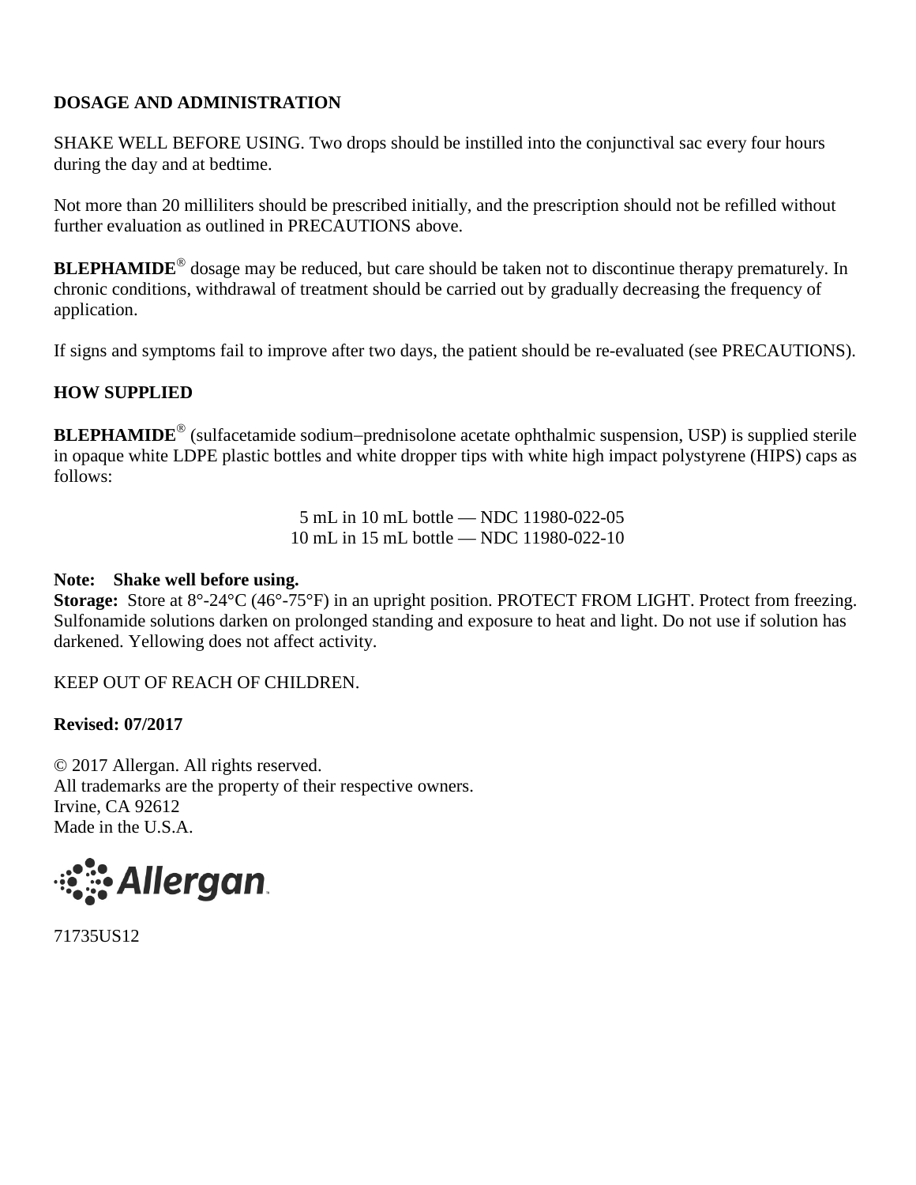## DOSAGE AND ADMINISTRATION

SHAKE WELL BEFORE USING. Two drops should be instilled into the conjunctival sac every four hours during the day and at bedtime.

Not more than 20 milliliters should be prescribed initially, and the prescription should not be refilled without further evaluation as outlined in PRECAUTIONS above.

**BLEPHAMIDE**® dosage may be reduced, but care should be taken not to discontinue therapy prematurely. In chronic conditions, withdrawal of treatment should be carried out by gradually decreasing the frequency of application.

If signs and symptoms fail to improve after two days, the patient should be re-evaluated (see PRECAUTIONS).

## HOW SUPPLIED

**BLEPHAMIDE**® (sulfacetamide sodium–prednisolone acetate ophthalmic suspension, USP) is supplied sterile in opaque white LDPE plastic bottles and white dropper tips with white high impact polystyrene (HIPS) caps as follows:

5 mL in 10 mL bottle — NDC 11980-022-05
10 mL in 15 mL bottle — NDC 11980-022-10

**Note: Shake well before using.**
**Storage:** Store at 8°-24°C (46°-75°F) in an upright position. PROTECT FROM LIGHT. Protect from freezing. Sulfonamide solutions darken on prolonged standing and exposure to heat and light. Do not use if solution has darkened. Yellowing does not affect activity.

KEEP OUT OF REACH OF CHILDREN.

**Revised: 07/2017**

© 2017 Allergan. All rights reserved.
All trademarks are the property of their respective owners.
Irvine, CA 92612
Made in the U.S.A.

Allergan

71735US12